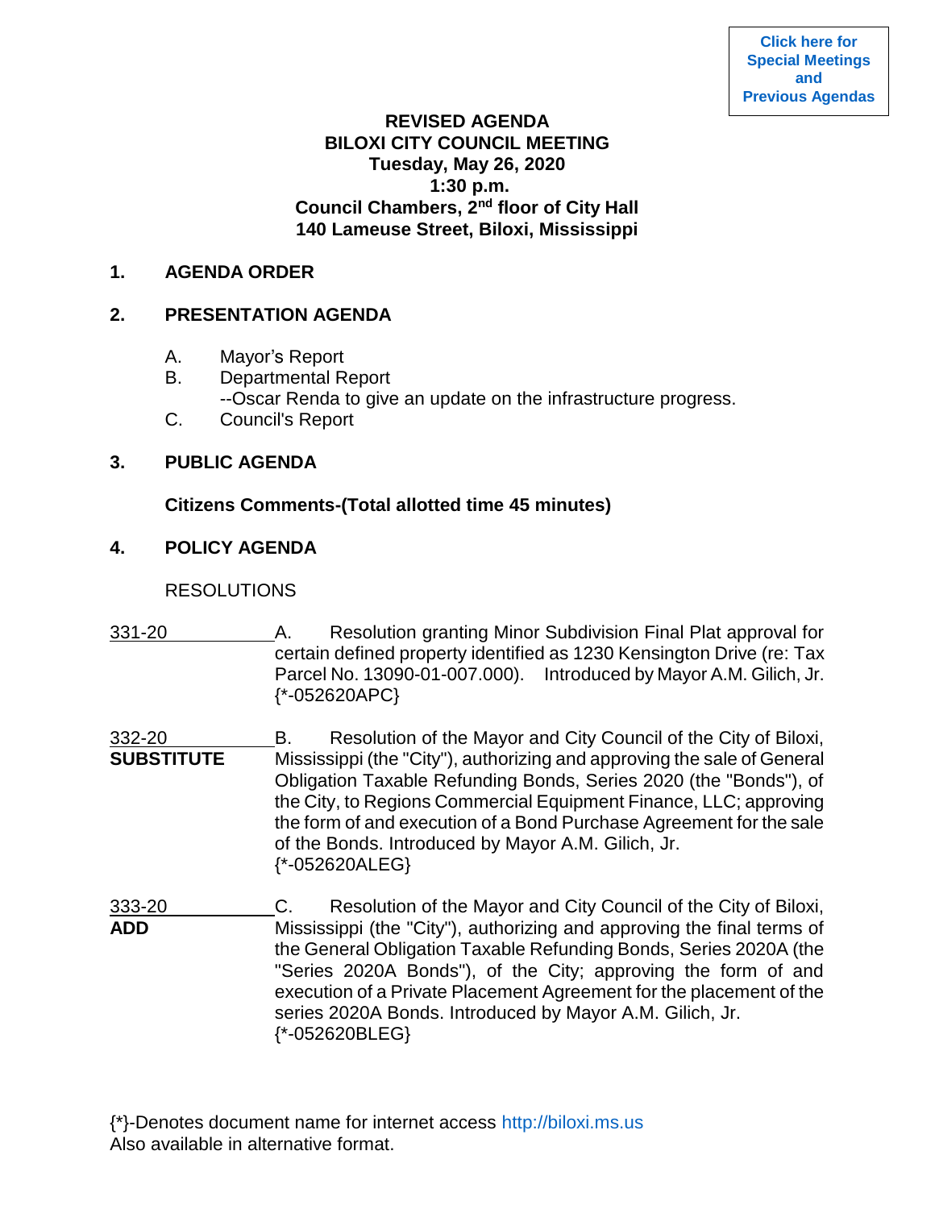Click here for Special Meetings and Previous Agendas

**REVISED AGENDA**
**BILOXI CITY COUNCIL MEETING**
**Tuesday, May 26, 2020**
**1:30 p.m.**
**Council Chambers, 2nd floor of City Hall**
**140 Lameuse Street, Biloxi, Mississippi**

## 1. AGENDA ORDER

## 2. PRESENTATION AGENDA

A. Mayor's Report
B. Departmental Report
--Oscar Renda to give an update on the infrastructure progress.
C. Council's Report

## 3. PUBLIC AGENDA

**Citizens Comments-(Total allotted time 45 minutes)**

## 4. POLICY AGENDA

RESOLUTIONS

331-20

A. Resolution granting Minor Subdivision Final Plat approval for certain defined property identified as 1230 Kensington Drive (re: Tax Parcel No. 13090-01-007.000). Introduced by Mayor A.M. Gilich, Jr. {*-052620APC}

332-20
**SUBSTITUTE**

B. Resolution of the Mayor and City Council of the City of Biloxi, Mississippi (the "City"), authorizing and approving the sale of General Obligation Taxable Refunding Bonds, Series 2020 (the "Bonds"), of the City, to Regions Commercial Equipment Finance, LLC; approving the form of and execution of a Bond Purchase Agreement for the sale of the Bonds. Introduced by Mayor A.M. Gilich, Jr. {*-052620ALEG}

333-20
**ADD**

C. Resolution of the Mayor and City Council of the City of Biloxi, Mississippi (the "City"), authorizing and approving the final terms of the General Obligation Taxable Refunding Bonds, Series 2020A (the "Series 2020A Bonds"), of the City; approving the form of and execution of a Private Placement Agreement for the placement of the series 2020A Bonds. Introduced by Mayor A.M. Gilich, Jr. {*-052620BLEG}

{*}-Denotes document name for internet access http://biloxi.ms.us
Also available in alternative format.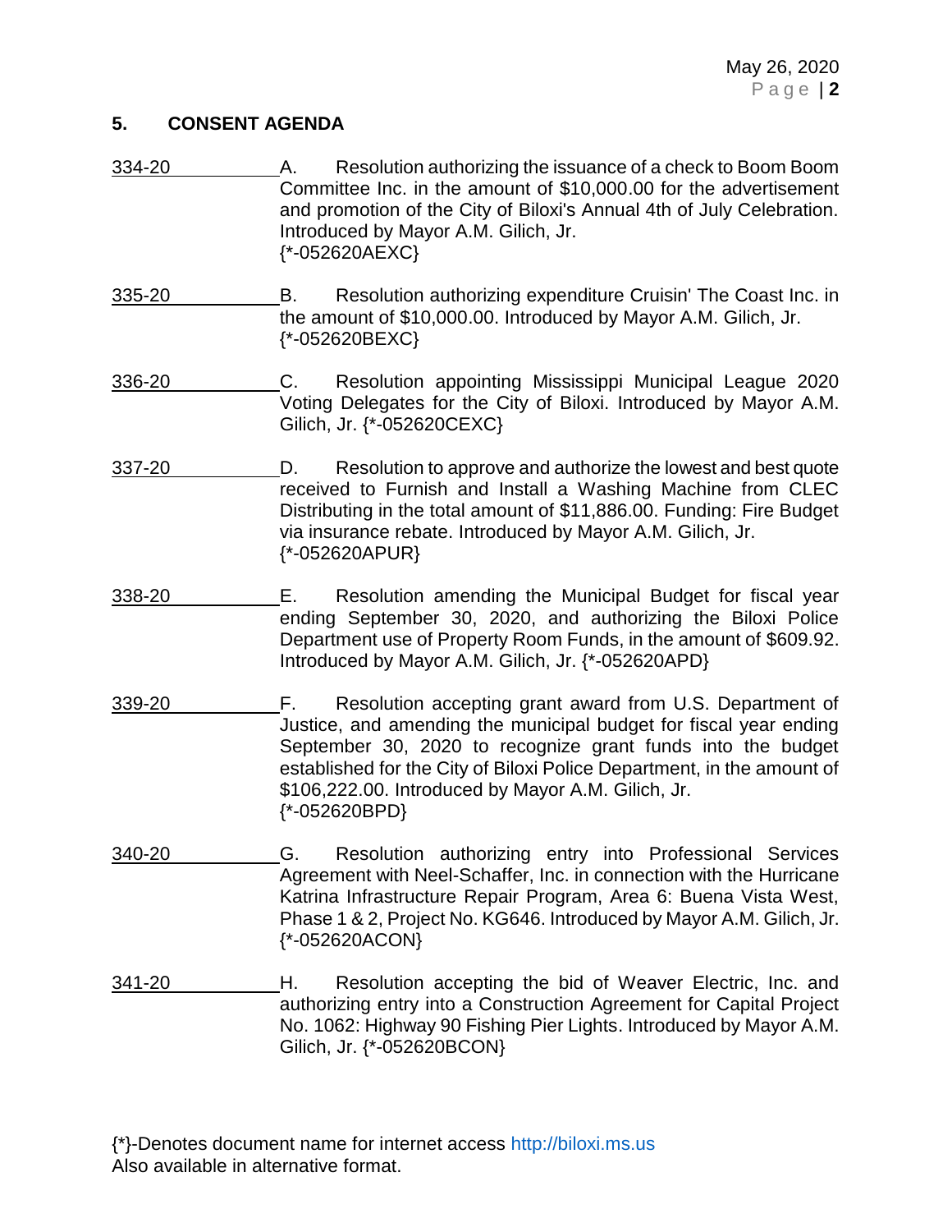## 5. CONSENT AGENDA

334-20 A. Resolution authorizing the issuance of a check to Boom Boom Committee Inc. in the amount of $10,000.00 for the advertisement and promotion of the City of Biloxi's Annual 4th of July Celebration. Introduced by Mayor A.M. Gilich, Jr.
{*-052620AEXC}

335-20 B. Resolution authorizing expenditure Cruisin' The Coast Inc. in the amount of $10,000.00. Introduced by Mayor A.M. Gilich, Jr.
{*-052620BEXC}

336-20 C. Resolution appointing Mississippi Municipal League 2020 Voting Delegates for the City of Biloxi. Introduced by Mayor A.M. Gilich, Jr. {*-052620CEXC}

337-20 D. Resolution to approve and authorize the lowest and best quote received to Furnish and Install a Washing Machine from CLEC Distributing in the total amount of $11,886.00. Funding: Fire Budget via insurance rebate. Introduced by Mayor A.M. Gilich, Jr.
{*-052620APUR}

338-20 E. Resolution amending the Municipal Budget for fiscal year ending September 30, 2020, and authorizing the Biloxi Police Department use of Property Room Funds, in the amount of $609.92. Introduced by Mayor A.M. Gilich, Jr. {*-052620APD}

339-20 F. Resolution accepting grant award from U.S. Department of Justice, and amending the municipal budget for fiscal year ending September 30, 2020 to recognize grant funds into the budget established for the City of Biloxi Police Department, in the amount of $106,222.00. Introduced by Mayor A.M. Gilich, Jr.
{*-052620BPD}

340-20 G. Resolution authorizing entry into Professional Services Agreement with Neel-Schaffer, Inc. in connection with the Hurricane Katrina Infrastructure Repair Program, Area 6: Buena Vista West, Phase 1 & 2, Project No. KG646. Introduced by Mayor A.M. Gilich, Jr.
{*-052620ACON}

341-20 H. Resolution accepting the bid of Weaver Electric, Inc. and authorizing entry into a Construction Agreement for Capital Project No. 1062: Highway 90 Fishing Pier Lights. Introduced by Mayor A.M. Gilich, Jr. {*-052620BCON}

{*}-Denotes document name for internet access http://biloxi.ms.us
Also available in alternative format.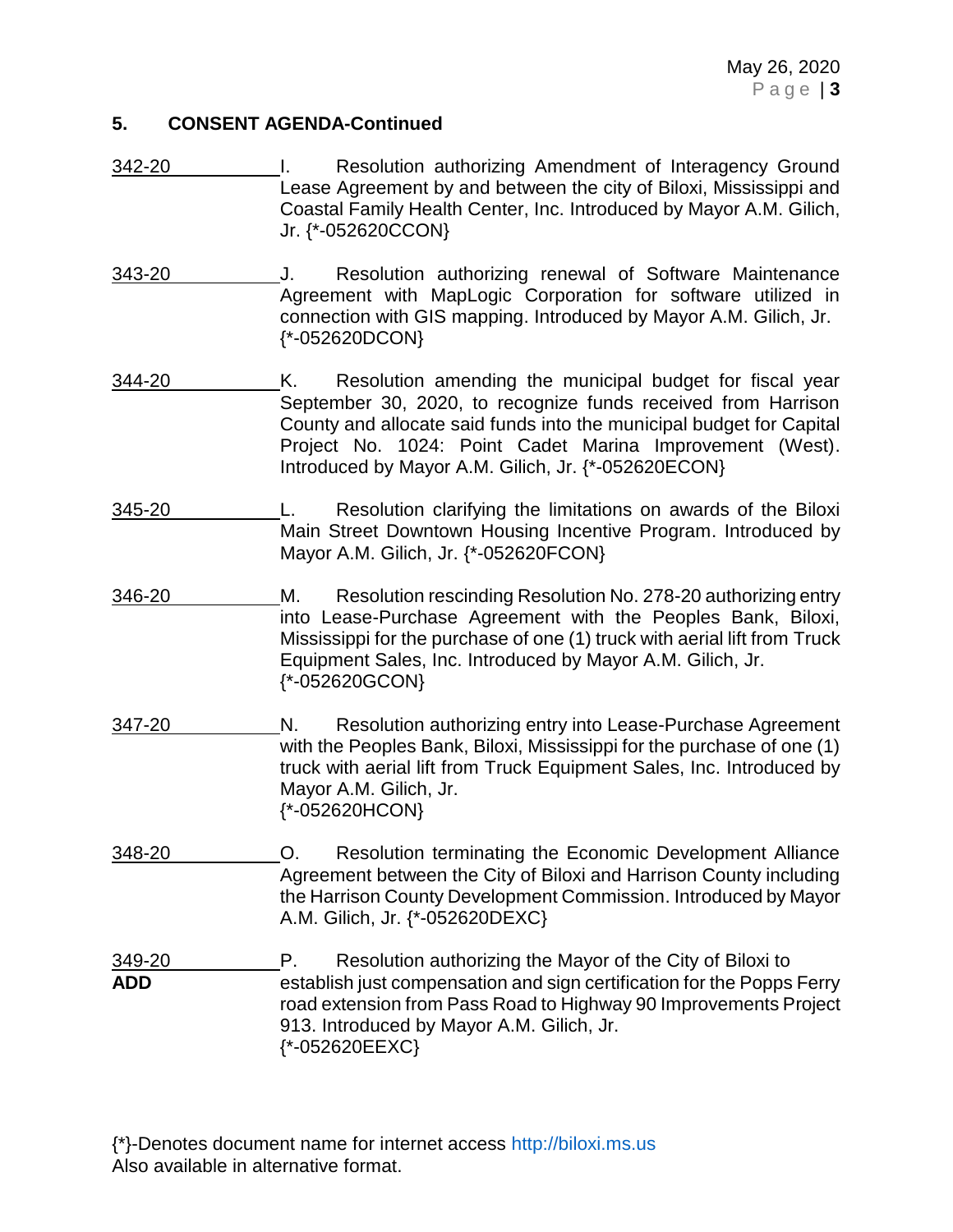## 5. CONSENT AGENDA-Continued

342-20 I. Resolution authorizing Amendment of Interagency Ground Lease Agreement by and between the city of Biloxi, Mississippi and Coastal Family Health Center, Inc. Introduced by Mayor A.M. Gilich, Jr. {*-052620CCON}

343-20 J. Resolution authorizing renewal of Software Maintenance Agreement with MapLogic Corporation for software utilized in connection with GIS mapping. Introduced by Mayor A.M. Gilich, Jr. {*-052620DCON}

344-20 K. Resolution amending the municipal budget for fiscal year September 30, 2020, to recognize funds received from Harrison County and allocate said funds into the municipal budget for Capital Project No. 1024: Point Cadet Marina Improvement (West). Introduced by Mayor A.M. Gilich, Jr. {*-052620ECON}

345-20 L. Resolution clarifying the limitations on awards of the Biloxi Main Street Downtown Housing Incentive Program. Introduced by Mayor A.M. Gilich, Jr. {*-052620FCON}

346-20 M. Resolution rescinding Resolution No. 278-20 authorizing entry into Lease-Purchase Agreement with the Peoples Bank, Biloxi, Mississippi for the purchase of one (1) truck with aerial lift from Truck Equipment Sales, Inc. Introduced by Mayor A.M. Gilich, Jr. {*-052620GCON}

347-20 N. Resolution authorizing entry into Lease-Purchase Agreement with the Peoples Bank, Biloxi, Mississippi for the purchase of one (1) truck with aerial lift from Truck Equipment Sales, Inc. Introduced by Mayor A.M. Gilich, Jr. {*-052620HCON}

348-20 O. Resolution terminating the Economic Development Alliance Agreement between the City of Biloxi and Harrison County including the Harrison County Development Commission. Introduced by Mayor A.M. Gilich, Jr. {*-052620DEXC}

349-20 **ADD** P. Resolution authorizing the Mayor of the City of Biloxi to establish just compensation and sign certification for the Popps Ferry road extension from Pass Road to Highway 90 Improvements Project 913. Introduced by Mayor A.M. Gilich, Jr. {*-052620EEXC}

{*}-Denotes document name for internet access http://biloxi.ms.us
Also available in alternative format.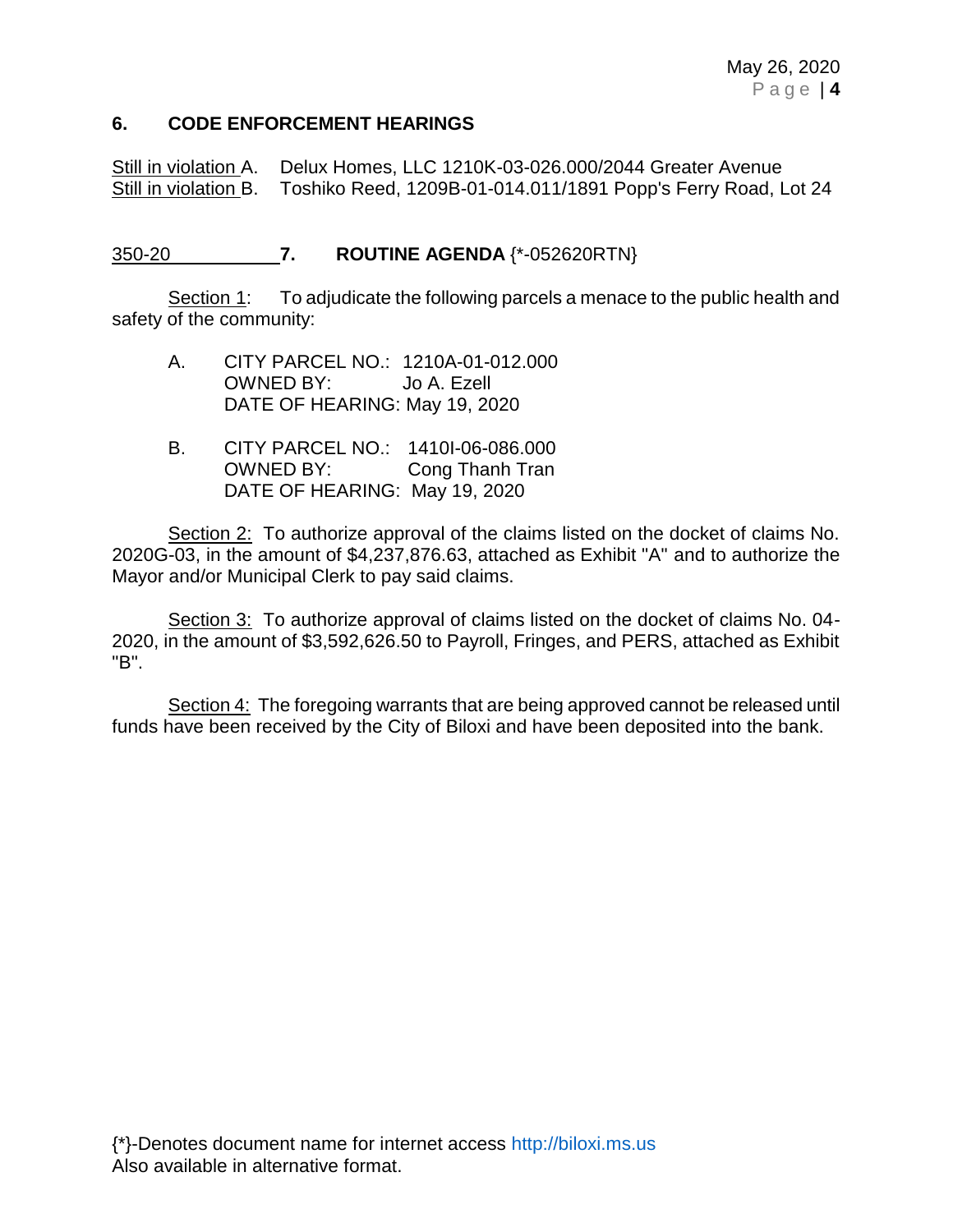## 6. CODE ENFORCEMENT HEARINGS

Still in violation A. Delux Homes, LLC 1210K-03-026.000/2044 Greater Avenue
Still in violation B. Toshiko Reed, 1209B-01-014.011/1891 Popp's Ferry Road, Lot 24

350-20 **7. ROUTINE AGENDA** {*-052620RTN}

Section 1: To adjudicate the following parcels a menace to the public health and safety of the community:

A. CITY PARCEL NO.: 1210A-01-012.000
OWNED BY: Jo A. Ezell
DATE OF HEARING: May 19, 2020

B. CITY PARCEL NO.: 1410I-06-086.000
OWNED BY: Cong Thanh Tran
DATE OF HEARING: May 19, 2020

Section 2: To authorize approval of the claims listed on the docket of claims No. 2020G-03, in the amount of $4,237,876.63, attached as Exhibit "A" and to authorize the Mayor and/or Municipal Clerk to pay said claims.

Section 3: To authorize approval of claims listed on the docket of claims No. 04-2020, in the amount of $3,592,626.50 to Payroll, Fringes, and PERS, attached as Exhibit "B".

Section 4: The foregoing warrants that are being approved cannot be released until funds have been received by the City of Biloxi and have been deposited into the bank.

{*}-Denotes document name for internet access http://biloxi.ms.us
Also available in alternative format.